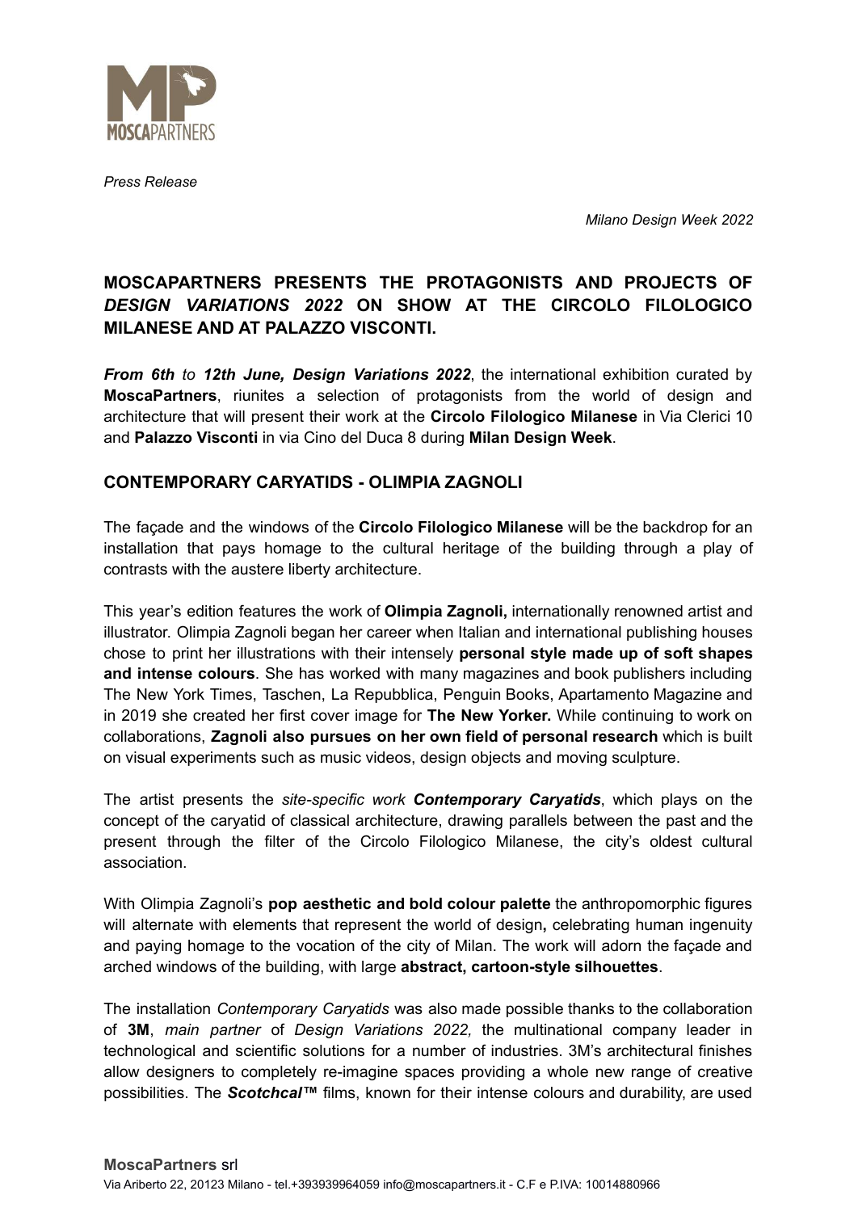*Press Release*

*Milano Design Week 2022*

## MOSCAPARTNERS PRESENTS THE PROTAGONISTS AND PROJECTS OF *DESIGN VARIATIONS 2022* ON SHOW AT THE CIRCOLO FILOLOGICO MILANESE AND AT PALAZZO VISCONTI.

***From 6th** to **12th June, Design Variations 2022***, the international exhibition curated by **MoscaPartners**, riunites a selection of protagonists from the world of design and architecture that will present their work at the **Circolo Filologico Milanese** in Via Clerici 10 and **Palazzo Visconti** in via Cino del Duca 8 during **Milan Design Week**.

## CONTEMPORARY CARYATIDS - OLIMPIA ZAGNOLI

The façade and the windows of the **Circolo Filologico Milanese** will be the backdrop for an installation that pays homage to the cultural heritage of the building through a play of contrasts with the austere liberty architecture.

This year's edition features the work of **Olimpia Zagnoli,** internationally renowned artist and illustrator. Olimpia Zagnoli began her career when Italian and international publishing houses chose to print her illustrations with their intensely **personal style made up of soft shapes and intense colours**. She has worked with many magazines and book publishers including The New York Times, Taschen, La Repubblica, Penguin Books, Apartamento Magazine and in 2019 she created her first cover image for **The New Yorker.** While continuing to work on collaborations, **Zagnoli also pursues on her own field of personal research** which is built on visual experiments such as music videos, design objects and moving sculpture.

The artist presents the *site-specific work **Contemporary Caryatids***, which plays on the concept of the caryatid of classical architecture, drawing parallels between the past and the present through the filter of the Circolo Filologico Milanese, the city's oldest cultural association.

With Olimpia Zagnoli's **pop aesthetic and bold colour palette** the anthropomorphic figures will alternate with elements that represent the world of design**,** celebrating human ingenuity and paying homage to the vocation of the city of Milan. The work will adorn the façade and arched windows of the building, with large **abstract, cartoon-style silhouettes**.

The installation *Contemporary Caryatids* was also made possible thanks to the collaboration of **3M**, *main partner* of *Design Variations 2022,* the multinational company leader in technological and scientific solutions for a number of industries. 3M's architectural finishes allow designers to completely re-imagine spaces providing a whole new range of creative possibilities. The ***Scotchcal™*** films, known for their intense colours and durability, are used

**MoscaPartners** srl
Via Ariberto 22, 20123 Milano - tel.+393939964059 info@moscapartners.it - C.F e P.IVA: 10014880966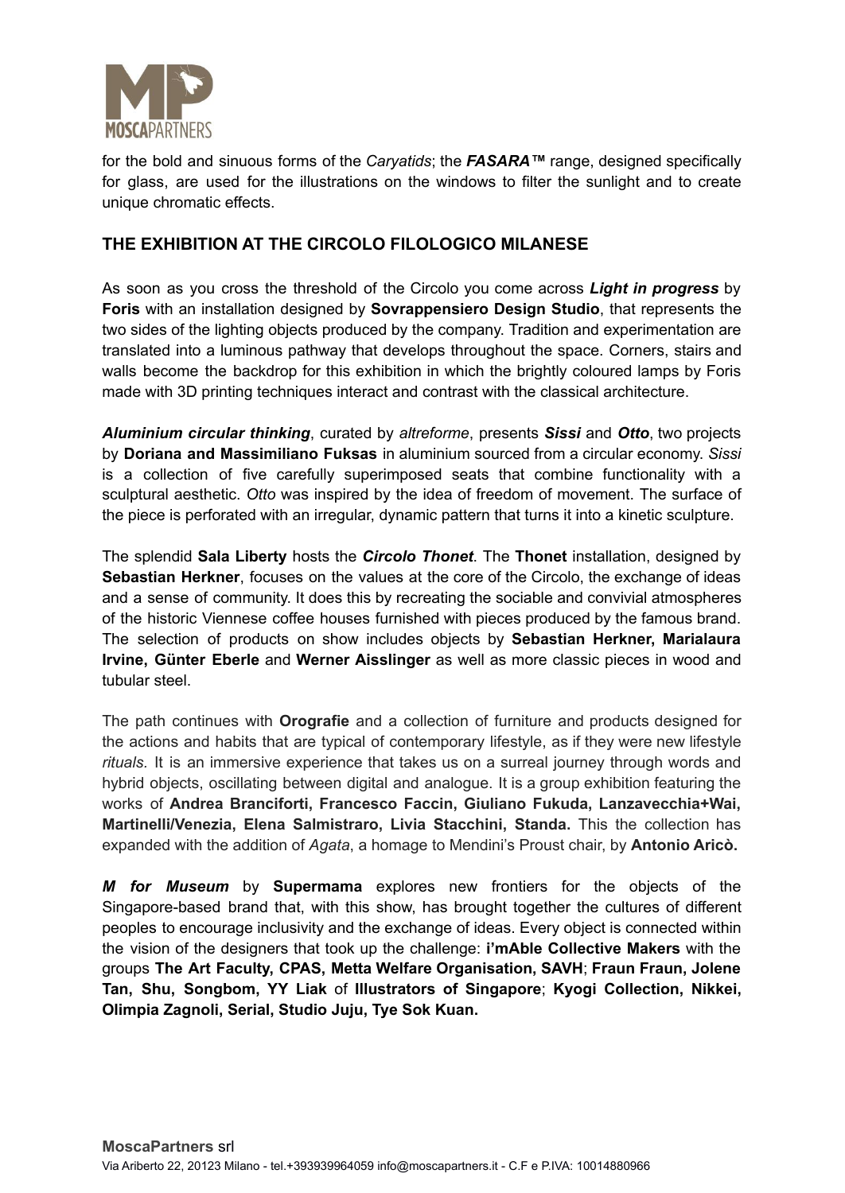for the bold and sinuous forms of the *Caryatids*; the ***FASARA™*** range, designed specifically for glass, are used for the illustrations on the windows to filter the sunlight and to create unique chromatic effects.

## THE EXHIBITION AT THE CIRCOLO FILOLOGICO MILANESE

As soon as you cross the threshold of the Circolo you come across ***Light in progress*** by **Foris** with an installation designed by **Sovrappensiero Design Studio**, that represents the two sides of the lighting objects produced by the company. Tradition and experimentation are translated into a luminous pathway that develops throughout the space. Corners, stairs and walls become the backdrop for this exhibition in which the brightly coloured lamps by Foris made with 3D printing techniques interact and contrast with the classical architecture.

***Aluminium circular thinking***, curated by *altreforme*, presents ***Sissi*** and ***Otto***, two projects by **Doriana and Massimiliano Fuksas** in aluminium sourced from a circular economy. *Sissi* is a collection of five carefully superimposed seats that combine functionality with a sculptural aesthetic. *Otto* was inspired by the idea of freedom of movement. The surface of the piece is perforated with an irregular, dynamic pattern that turns it into a kinetic sculpture.

The splendid **Sala Liberty** hosts the ***Circolo Thonet***. The **Thonet** installation, designed by **Sebastian Herkner**, focuses on the values at the core of the Circolo, the exchange of ideas and a sense of community. It does this by recreating the sociable and convivial atmospheres of the historic Viennese coffee houses furnished with pieces produced by the famous brand. The selection of products on show includes objects by **Sebastian Herkner, Marialaura Irvine, Günter Eberle** and **Werner Aisslinger** as well as more classic pieces in wood and tubular steel.

The path continues with **Orografie** and a collection of furniture and products designed for the actions and habits that are typical of contemporary lifestyle, as if they were new lifestyle *rituals.* It is an immersive experience that takes us on a surreal journey through words and hybrid objects, oscillating between digital and analogue. It is a group exhibition featuring the works of **Andrea Branciforti, Francesco Faccin, Giuliano Fukuda, Lanzavecchia+Wai, Martinelli/Venezia, Elena Salmistraro, Livia Stacchini, Standa.** This the collection has expanded with the addition of *Agata*, a homage to Mendini's Proust chair, by **Antonio Aricò.**

***M for Museum*** by **Supermama** explores new frontiers for the objects of the Singapore-based brand that, with this show, has brought together the cultures of different peoples to encourage inclusivity and the exchange of ideas. Every object is connected within the vision of the designers that took up the challenge: **i'mAble Collective Makers** with the groups **The Art Faculty, CPAS, Metta Welfare Organisation, SAVH**; **Fraun Fraun, Jolene Tan, Shu, Songbom, YY Liak** of **Illustrators of Singapore**; **Kyogi Collection, Nikkei, Olimpia Zagnoli, Serial, Studio Juju, Tye Sok Kuan.**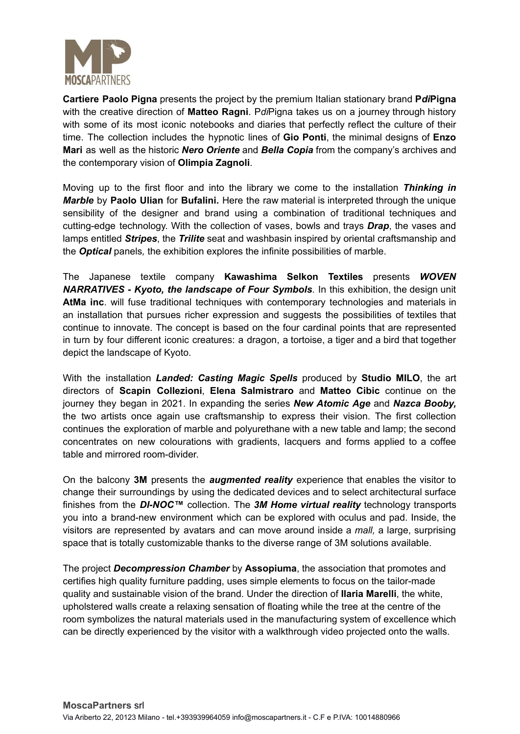**Cartiere Paolo Pigna** presents the project by the premium Italian stationary brand **P*di*Pigna** with the creative direction of **Matteo Ragni**. P*di*Pigna takes us on a journey through history with some of its most iconic notebooks and diaries that perfectly reflect the culture of their time. The collection includes the hypnotic lines of **Gio Ponti**, the minimal designs of **Enzo Mari** as well as the historic ***Nero Oriente*** and ***Bella Copia*** from the company's archives and the contemporary vision of **Olimpia Zagnoli**.

Moving up to the first floor and into the library we come to the installation ***Thinking in Marble*** by **Paolo Ulian** for **Bufalini.** Here the raw material is interpreted through the unique sensibility of the designer and brand using a combination of traditional techniques and cutting-edge technology. With the collection of vases, bowls and trays ***Drap***, the vases and lamps entitled ***Stripes***, the ***Trilite*** seat and washbasin inspired by oriental craftsmanship and the ***Optical*** panels*,* the exhibition explores the infinite possibilities of marble.

The Japanese textile company **Kawashima Selkon Textiles** presents ***WOVEN NARRATIVES - Kyoto, the landscape of Four Symbols***. In this exhibition, the design unit **AtMa inc**. will fuse traditional techniques with contemporary technologies and materials in an installation that pursues richer expression and suggests the possibilities of textiles that continue to innovate. The concept is based on the four cardinal points that are represented in turn by four different iconic creatures: a dragon, a tortoise, a tiger and a bird that together depict the landscape of Kyoto.

With the installation ***Landed: Casting Magic Spells*** produced by **Studio MILO**, the art directors of **Scapin Collezioni**, **Elena Salmistraro** and **Matteo Cibic** continue on the journey they began in 2021. In expanding the series ***New Atomic Age*** and ***Nazca Booby,*** the two artists once again use craftsmanship to express their vision. The first collection continues the exploration of marble and polyurethane with a new table and lamp; the second concentrates on new colourations with gradients, lacquers and forms applied to a coffee table and mirrored room-divider.

On the balcony **3M** presents the ***augmented reality*** experience that enables the visitor to change their surroundings by using the dedicated devices and to select architectural surface finishes from the ***DI-NOC™*** collection. The ***3M Home virtual reality*** technology transports you into a brand-new environment which can be explored with oculus and pad. Inside, the visitors are represented by avatars and can move around inside a *mall,* a large, surprising space that is totally customizable thanks to the diverse range of 3M solutions available.

The project ***Decompression Chamber*** by **Assopiuma**, the association that promotes and certifies high quality furniture padding, uses simple elements to focus on the tailor-made quality and sustainable vision of the brand. Under the direction of **Ilaria Marelli**, the white, upholstered walls create a relaxing sensation of floating while the tree at the centre of the room symbolizes the natural materials used in the manufacturing system of excellence which can be directly experienced by the visitor with a walkthrough video projected onto the walls.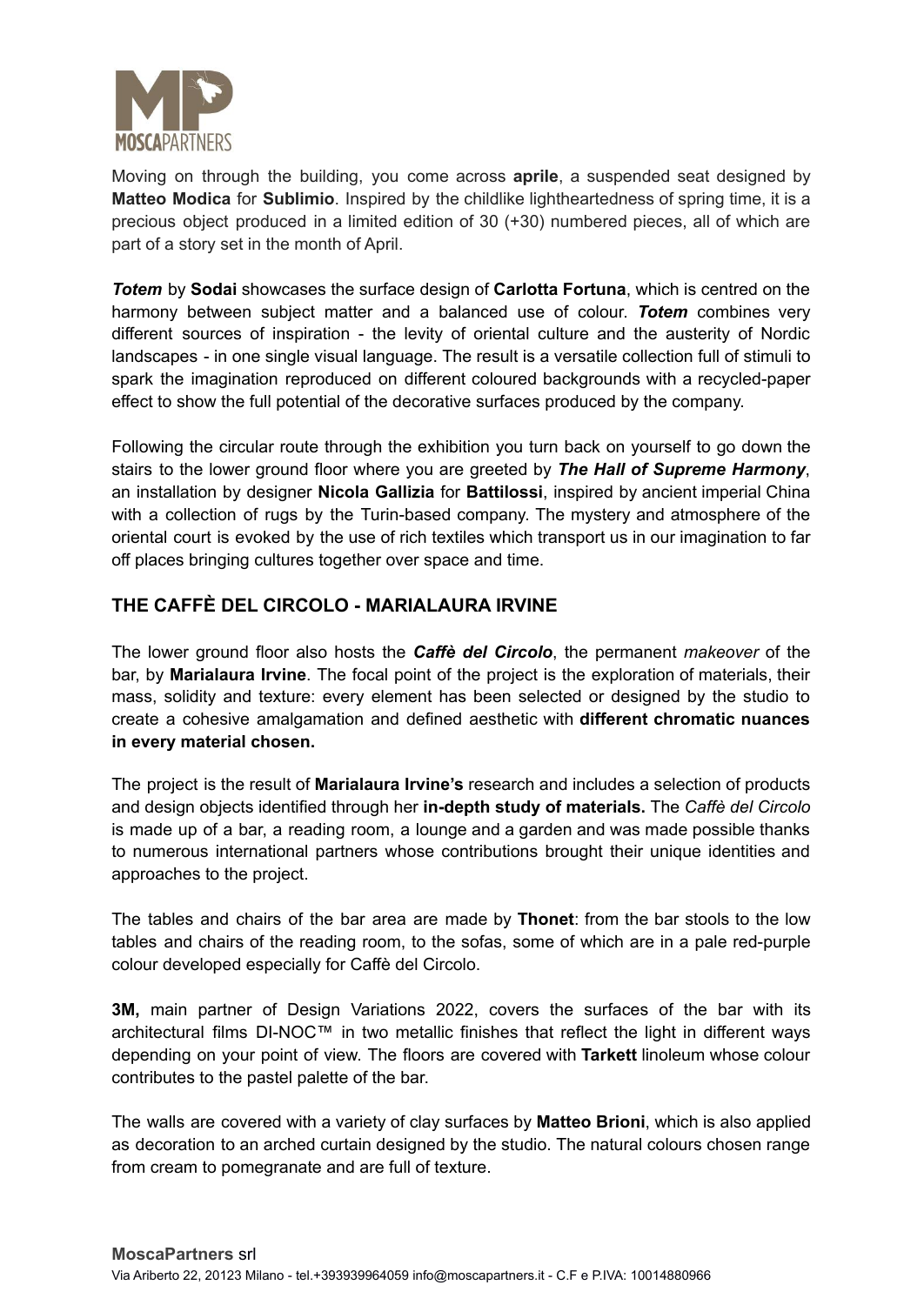Moving on through the building, you come across **aprile**, a suspended seat designed by **Matteo Modica** for **Sublimio**. Inspired by the childlike lightheartedness of spring time, it is a precious object produced in a limited edition of 30 (+30) numbered pieces, all of which are part of a story set in the month of April.

***Totem*** by **Sodai** showcases the surface design of **Carlotta Fortuna**, which is centred on the harmony between subject matter and a balanced use of colour. ***Totem*** combines very different sources of inspiration - the levity of oriental culture and the austerity of Nordic landscapes - in one single visual language. The result is a versatile collection full of stimuli to spark the imagination reproduced on different coloured backgrounds with a recycled-paper effect to show the full potential of the decorative surfaces produced by the company.

Following the circular route through the exhibition you turn back on yourself to go down the stairs to the lower ground floor where you are greeted by ***The Hall of Supreme Harmony***, an installation by designer **Nicola Gallizia** for **Battilossi**, inspired by ancient imperial China with a collection of rugs by the Turin-based company. The mystery and atmosphere of the oriental court is evoked by the use of rich textiles which transport us in our imagination to far off places bringing cultures together over space and time.

## THE CAFFÈ DEL CIRCOLO - MARIALAURA IRVINE

The lower ground floor also hosts the ***Caffè del Circolo***, the permanent *makeover* of the bar, by **Marialaura Irvine**. The focal point of the project is the exploration of materials, their mass, solidity and texture: every element has been selected or designed by the studio to create a cohesive amalgamation and defined aesthetic with **different chromatic nuances in every material chosen.**

The project is the result of **Marialaura Irvine's** research and includes a selection of products and design objects identified through her **in-depth study of materials.** The *Caffè del Circolo* is made up of a bar, a reading room, a lounge and a garden and was made possible thanks to numerous international partners whose contributions brought their unique identities and approaches to the project.

The tables and chairs of the bar area are made by **Thonet**: from the bar stools to the low tables and chairs of the reading room, to the sofas, some of which are in a pale red-purple colour developed especially for Caffè del Circolo.

**3M,** main partner of Design Variations 2022, covers the surfaces of the bar with its architectural films DI-NOC™ in two metallic finishes that reflect the light in different ways depending on your point of view. The floors are covered with **Tarkett** linoleum whose colour contributes to the pastel palette of the bar.

The walls are covered with a variety of clay surfaces by **Matteo Brioni**, which is also applied as decoration to an arched curtain designed by the studio. The natural colours chosen range from cream to pomegranate and are full of texture.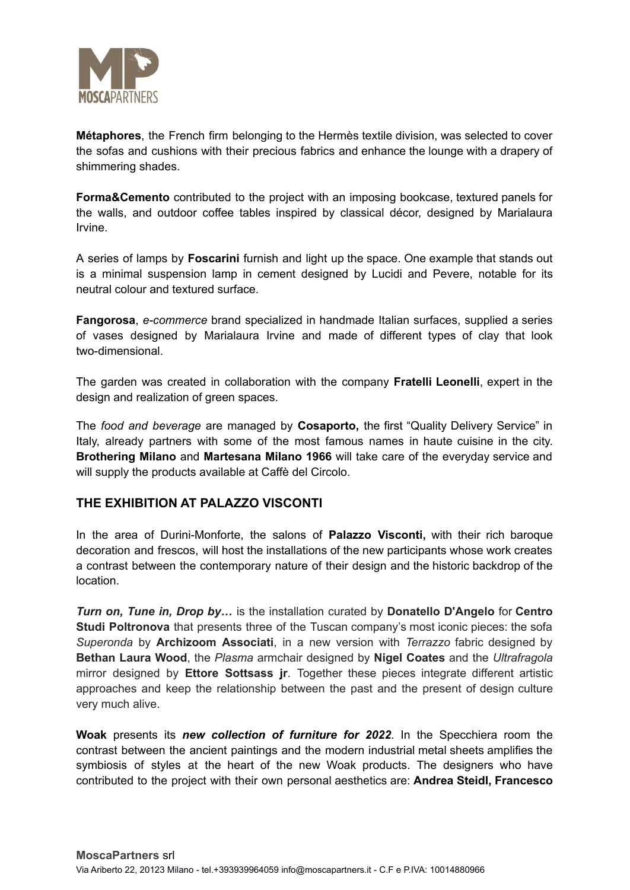**Métaphores**, the French firm belonging to the Hermès textile division, was selected to cover the sofas and cushions with their precious fabrics and enhance the lounge with a drapery of shimmering shades.

**Forma&Cemento** contributed to the project with an imposing bookcase, textured panels for the walls, and outdoor coffee tables inspired by classical décor, designed by Marialaura Irvine.

A series of lamps by **Foscarini** furnish and light up the space. One example that stands out is a minimal suspension lamp in cement designed by Lucidi and Pevere, notable for its neutral colour and textured surface.

**Fangorosa**, *e-commerce* brand specialized in handmade Italian surfaces, supplied a series of vases designed by Marialaura Irvine and made of different types of clay that look two-dimensional.

The garden was created in collaboration with the company **Fratelli Leonelli**, expert in the design and realization of green spaces.

The *food and beverage* are managed by **Cosaporto,** the first "Quality Delivery Service" in Italy, already partners with some of the most famous names in haute cuisine in the city. **Brothering Milano** and **Martesana Milano 1966** will take care of the everyday service and will supply the products available at Caffè del Circolo.

## THE EXHIBITION AT PALAZZO VISCONTI

In the area of Durini-Monforte, the salons of **Palazzo Visconti,** with their rich baroque decoration and frescos, will host the installations of the new participants whose work creates a contrast between the contemporary nature of their design and the historic backdrop of the location.

***Turn on, Tune in, Drop by…*** is the installation curated by **Donatello D'Angelo** for **Centro Studi Poltronova** that presents three of the Tuscan company's most iconic pieces: the sofa *Superonda* by **Archizoom Associati**, in a new version with *Terrazzo* fabric designed by **Bethan Laura Wood**, the *Plasma* armchair designed by **Nigel Coates** and the *Ultrafragola* mirror designed by **Ettore Sottsass jr**. Together these pieces integrate different artistic approaches and keep the relationship between the past and the present of design culture very much alive.

**Woak** presents its ***new collection of furniture for 2022***. In the Specchiera room the contrast between the ancient paintings and the modern industrial metal sheets amplifies the symbiosis of styles at the heart of the new Woak products. The designers who have contributed to the project with their own personal aesthetics are: **Andrea Steidl, Francesco**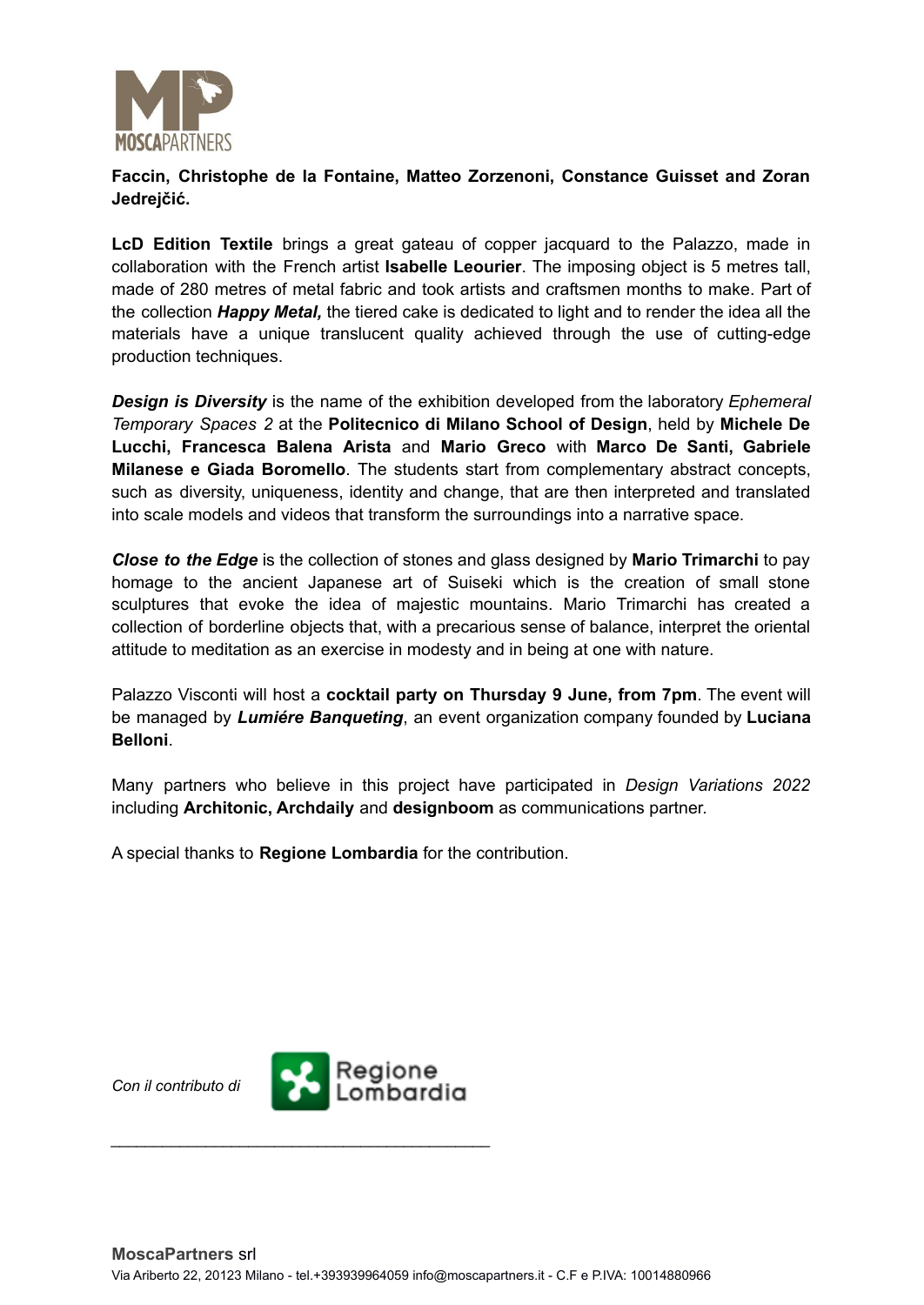**Faccin, Christophe de la Fontaine, Matteo Zorzenoni, Constance Guisset and Zoran Jedrejčić.**

**LcD Edition Textile** brings a great gateau of copper jacquard to the Palazzo, made in collaboration with the French artist **Isabelle Leourier**. The imposing object is 5 metres tall, made of 280 metres of metal fabric and took artists and craftsmen months to make. Part of the collection ***Happy Metal,*** the tiered cake is dedicated to light and to render the idea all the materials have a unique translucent quality achieved through the use of cutting-edge production techniques.

***Design is Diversity*** is the name of the exhibition developed from the laboratory *Ephemeral Temporary Spaces 2* at the **Politecnico di Milano School of Design**, held by **Michele De Lucchi, Francesca Balena Arista** and **Mario Greco** with **Marco De Santi, Gabriele Milanese e Giada Boromello**. The students start from complementary abstract concepts, such as diversity, uniqueness, identity and change, that are then interpreted and translated into scale models and videos that transform the surroundings into a narrative space.

***Close to the Edge*** is the collection of stones and glass designed by **Mario Trimarchi** to pay homage to the ancient Japanese art of Suiseki which is the creation of small stone sculptures that evoke the idea of majestic mountains. Mario Trimarchi has created a collection of borderline objects that, with a precarious sense of balance, interpret the oriental attitude to meditation as an exercise in modesty and in being at one with nature.

Palazzo Visconti will host a **cocktail party on Thursday 9 June, from 7pm**. The event will be managed by ***Lumiére Banqueting***, an event organization company founded by **Luciana Belloni**.

Many partners who believe in this project have participated in *Design Variations 2022* including **Architonic, Archdaily** and **designboom** as communications partner.

A special thanks to **Regione Lombardia** for the contribution.

*Con il contributo di* Regione Lombardia

**MoscaPartners** srl
Via Ariberto 22, 20123 Milano - tel.+393939964059 info@moscapartners.it - C.F e P.IVA: 10014880966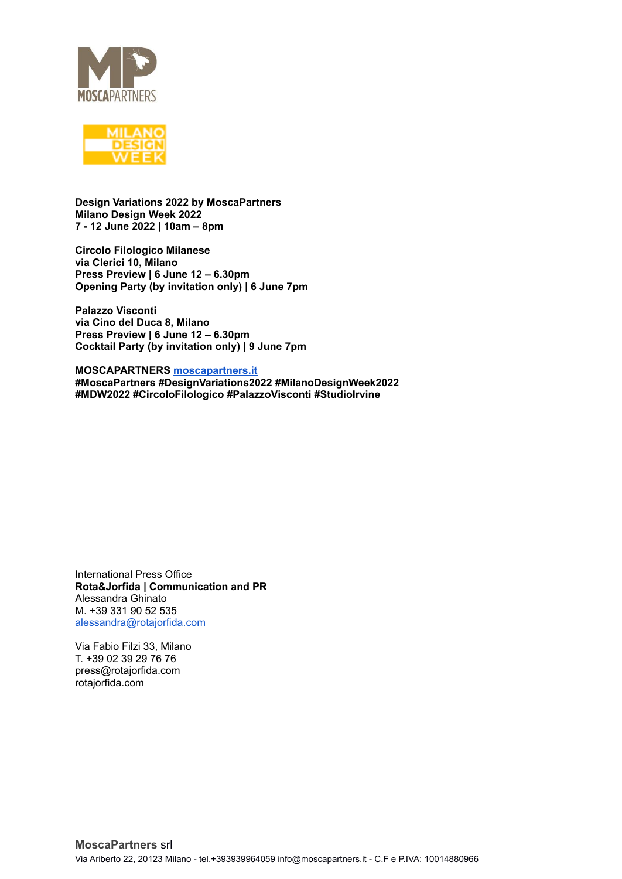**Design Variations 2022 by MoscaPartners**
**Milano Design Week 2022**
**7 - 12 June 2022 | 10am – 8pm**

**Circolo Filologico Milanese**
**via Clerici 10, Milano**
**Press Preview | 6 June 12 – 6.30pm**
**Opening Party (by invitation only) | 6 June 7pm**

**Palazzo Visconti**
**via Cino del Duca 8, Milano**
**Press Preview | 6 June 12 – 6.30pm**
**Cocktail Party (by invitation only) | 9 June 7pm**

**MOSCAPARTNERS** [moscapartners.it](moscapartners.it)
**#MoscaPartners #DesignVariations2022 #MilanoDesignWeek2022**
**#MDW2022 #CircoloFilologico #PalazzoVisconti #StudioIrvine**

International Press Office
**Rota&Jorfida | Communication and PR**
Alessandra Ghinato
M. +39 331 90 52 535
[alessandra@rotajorfida.com](mailto:alessandra@rotajorfida.com)

Via Fabio Filzi 33, Milano
T. +39 02 39 29 76 76
press@rotajorfida.com
rotajorfida.com

**MoscaPartners** srl
Via Ariberto 22, 20123 Milano - tel.+393939964059 info@moscapartners.it - C.F e P.IVA: 10014880966